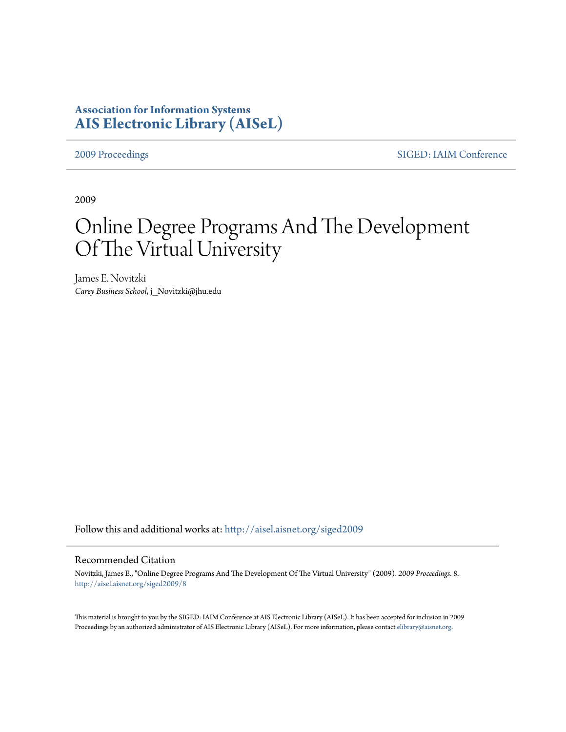**Association for Information Systems**
**AIS Electronic Library (AISeL)**

2009 Proceedings | SIGED: IAIM Conference

2009

# Online Degree Programs And The Development Of The Virtual University

James E. Novitzki
*Carey Business School*, j_Novitzki@jhu.edu

Follow this and additional works at: http://aisel.aisnet.org/siged2009

## Recommended Citation

Novitzki, James E., "Online Degree Programs And The Development Of The Virtual University" (2009). *2009 Proceedings*. 8.
http://aisel.aisnet.org/siged2009/8

This material is brought to you by the SIGED: IAIM Conference at AIS Electronic Library (AISeL). It has been accepted for inclusion in 2009 Proceedings by an authorized administrator of AIS Electronic Library (AISeL). For more information, please contact elibrary@aisnet.org.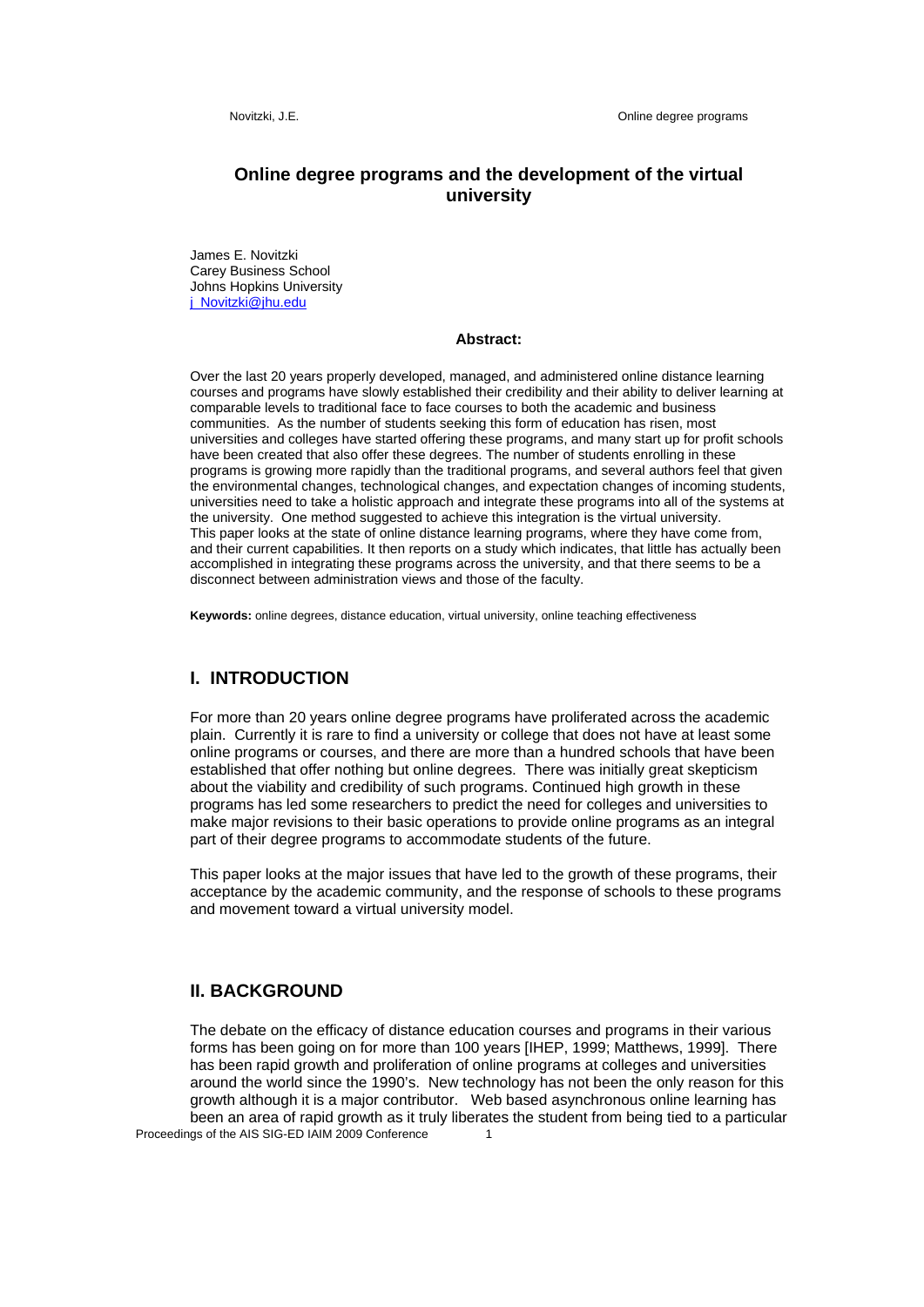# Online degree programs and the development of the virtual university

James E. Novitzki
Carey Business School
Johns Hopkins University
j_Novitzki@jhu.edu

**Abstract:**

Over the last 20 years properly developed, managed, and administered online distance learning courses and programs have slowly established their credibility and their ability to deliver learning at comparable levels to traditional face to face courses to both the academic and business communities. As the number of students seeking this form of education has risen, most universities and colleges have started offering these programs, and many start up for profit schools have been created that also offer these degrees. The number of students enrolling in these programs is growing more rapidly than the traditional programs, and several authors feel that given the environmental changes, technological changes, and expectation changes of incoming students, universities need to take a holistic approach and integrate these programs into all of the systems at the university. One method suggested to achieve this integration is the virtual university.
This paper looks at the state of online distance learning programs, where they have come from, and their current capabilities. It then reports on a study which indicates, that little has actually been accomplished in integrating these programs across the university, and that there seems to be a disconnect between administration views and those of the faculty.

**Keywords:** online degrees, distance education, virtual university, online teaching effectiveness

## I. INTRODUCTION

For more than 20 years online degree programs have proliferated across the academic plain. Currently it is rare to find a university or college that does not have at least some online programs or courses, and there are more than a hundred schools that have been established that offer nothing but online degrees. There was initially great skepticism about the viability and credibility of such programs. Continued high growth in these programs has led some researchers to predict the need for colleges and universities to make major revisions to their basic operations to provide online programs as an integral part of their degree programs to accommodate students of the future.

This paper looks at the major issues that have led to the growth of these programs, their acceptance by the academic community, and the response of schools to these programs and movement toward a virtual university model.

## II. BACKGROUND

The debate on the efficacy of distance education courses and programs in their various forms has been going on for more than 100 years [IHEP, 1999; Matthews, 1999]. There has been rapid growth and proliferation of online programs at colleges and universities around the world since the 1990's. New technology has not been the only reason for this growth although it is a major contributor. Web based asynchronous online learning has been an area of rapid growth as it truly liberates the student from being tied to a particular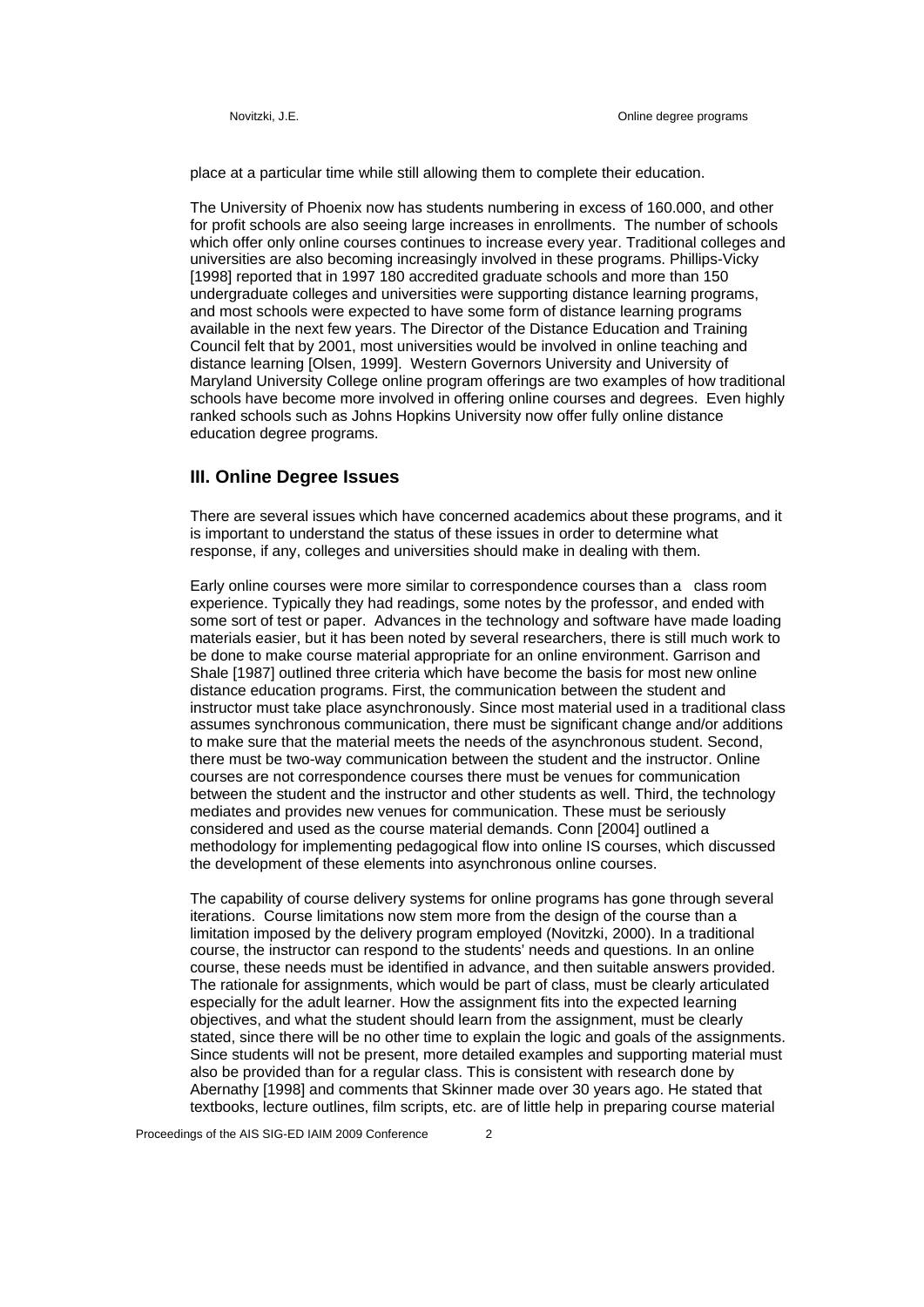place at a particular time while still allowing them to complete their education.

The University of Phoenix now has students numbering in excess of 160.000, and other for profit schools are also seeing large increases in enrollments. The number of schools which offer only online courses continues to increase every year. Traditional colleges and universities are also becoming increasingly involved in these programs. Phillips-Vicky [1998] reported that in 1997 180 accredited graduate schools and more than 150 undergraduate colleges and universities were supporting distance learning programs, and most schools were expected to have some form of distance learning programs available in the next few years. The Director of the Distance Education and Training Council felt that by 2001, most universities would be involved in online teaching and distance learning [Olsen, 1999]. Western Governors University and University of Maryland University College online program offerings are two examples of how traditional schools have become more involved in offering online courses and degrees. Even highly ranked schools such as Johns Hopkins University now offer fully online distance education degree programs.

## III. Online Degree Issues

There are several issues which have concerned academics about these programs, and it is important to understand the status of these issues in order to determine what response, if any, colleges and universities should make in dealing with them.

Early online courses were more similar to correspondence courses than a class room experience. Typically they had readings, some notes by the professor, and ended with some sort of test or paper. Advances in the technology and software have made loading materials easier, but it has been noted by several researchers, there is still much work to be done to make course material appropriate for an online environment. Garrison and Shale [1987] outlined three criteria which have become the basis for most new online distance education programs. First, the communication between the student and instructor must take place asynchronously. Since most material used in a traditional class assumes synchronous communication, there must be significant change and/or additions to make sure that the material meets the needs of the asynchronous student. Second, there must be two-way communication between the student and the instructor. Online courses are not correspondence courses there must be venues for communication between the student and the instructor and other students as well. Third, the technology mediates and provides new venues for communication. These must be seriously considered and used as the course material demands. Conn [2004] outlined a methodology for implementing pedagogical flow into online IS courses, which discussed the development of these elements into asynchronous online courses.

The capability of course delivery systems for online programs has gone through several iterations. Course limitations now stem more from the design of the course than a limitation imposed by the delivery program employed (Novitzki, 2000). In a traditional course, the instructor can respond to the students' needs and questions. In an online course, these needs must be identified in advance, and then suitable answers provided. The rationale for assignments, which would be part of class, must be clearly articulated especially for the adult learner. How the assignment fits into the expected learning objectives, and what the student should learn from the assignment, must be clearly stated, since there will be no other time to explain the logic and goals of the assignments. Since students will not be present, more detailed examples and supporting material must also be provided than for a regular class. This is consistent with research done by Abernathy [1998] and comments that Skinner made over 30 years ago. He stated that textbooks, lecture outlines, film scripts, etc. are of little help in preparing course material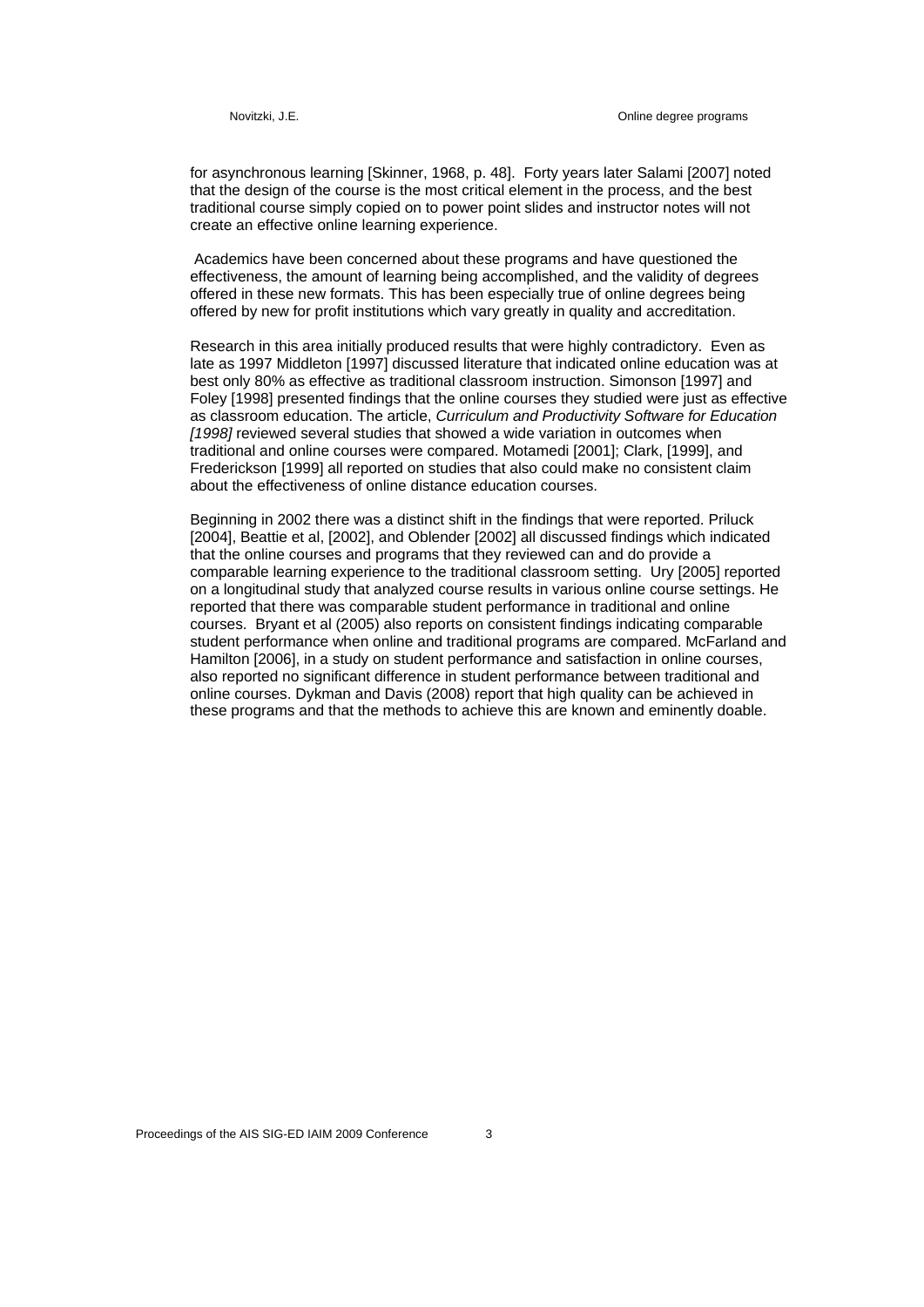for asynchronous learning [Skinner, 1968, p. 48]. Forty years later Salami [2007] noted that the design of the course is the most critical element in the process, and the best traditional course simply copied on to power point slides and instructor notes will not create an effective online learning experience.

Academics have been concerned about these programs and have questioned the effectiveness, the amount of learning being accomplished, and the validity of degrees offered in these new formats. This has been especially true of online degrees being offered by new for profit institutions which vary greatly in quality and accreditation.

Research in this area initially produced results that were highly contradictory. Even as late as 1997 Middleton [1997] discussed literature that indicated online education was at best only 80% as effective as traditional classroom instruction. Simonson [1997] and Foley [1998] presented findings that the online courses they studied were just as effective as classroom education. The article, *Curriculum and Productivity Software for Education [1998]* reviewed several studies that showed a wide variation in outcomes when traditional and online courses were compared. Motamedi [2001]; Clark, [1999], and Frederickson [1999] all reported on studies that also could make no consistent claim about the effectiveness of online distance education courses.

Beginning in 2002 there was a distinct shift in the findings that were reported. Priluck [2004], Beattie et al, [2002], and Oblender [2002] all discussed findings which indicated that the online courses and programs that they reviewed can and do provide a comparable learning experience to the traditional classroom setting. Ury [2005] reported on a longitudinal study that analyzed course results in various online course settings. He reported that there was comparable student performance in traditional and online courses. Bryant et al (2005) also reports on consistent findings indicating comparable student performance when online and traditional programs are compared. McFarland and Hamilton [2006], in a study on student performance and satisfaction in online courses, also reported no significant difference in student performance between traditional and online courses. Dykman and Davis (2008) report that high quality can be achieved in these programs and that the methods to achieve this are known and eminently doable.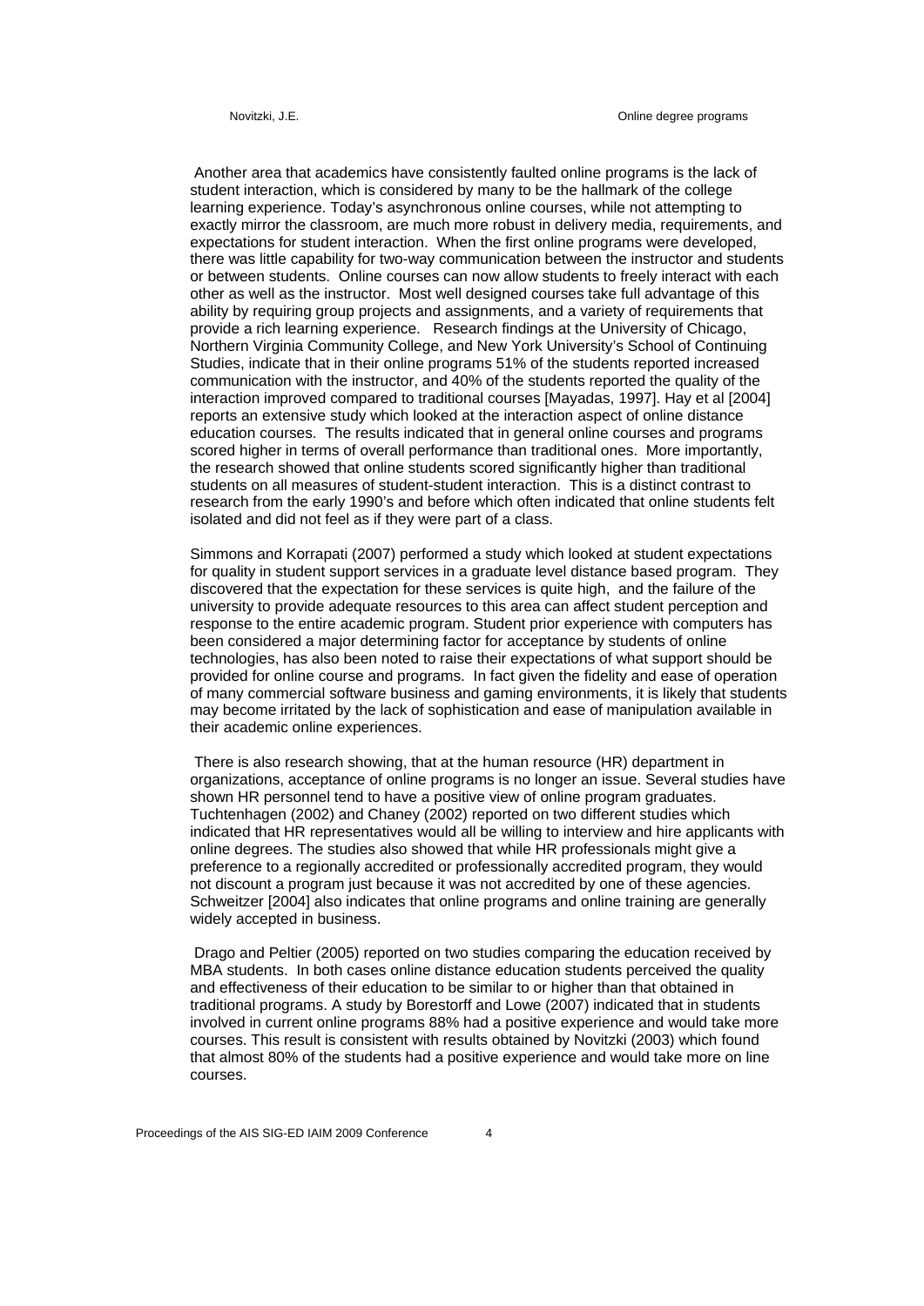Another area that academics have consistently faulted online programs is the lack of student interaction, which is considered by many to be the hallmark of the college learning experience. Today's asynchronous online courses, while not attempting to exactly mirror the classroom, are much more robust in delivery media, requirements, and expectations for student interaction. When the first online programs were developed, there was little capability for two-way communication between the instructor and students or between students. Online courses can now allow students to freely interact with each other as well as the instructor. Most well designed courses take full advantage of this ability by requiring group projects and assignments, and a variety of requirements that provide a rich learning experience. Research findings at the University of Chicago, Northern Virginia Community College, and New York University's School of Continuing Studies, indicate that in their online programs 51% of the students reported increased communication with the instructor, and 40% of the students reported the quality of the interaction improved compared to traditional courses [Mayadas, 1997]. Hay et al [2004] reports an extensive study which looked at the interaction aspect of online distance education courses. The results indicated that in general online courses and programs scored higher in terms of overall performance than traditional ones. More importantly, the research showed that online students scored significantly higher than traditional students on all measures of student-student interaction. This is a distinct contrast to research from the early 1990's and before which often indicated that online students felt isolated and did not feel as if they were part of a class.

Simmons and Korrapati (2007) performed a study which looked at student expectations for quality in student support services in a graduate level distance based program. They discovered that the expectation for these services is quite high, and the failure of the university to provide adequate resources to this area can affect student perception and response to the entire academic program. Student prior experience with computers has been considered a major determining factor for acceptance by students of online technologies, has also been noted to raise their expectations of what support should be provided for online course and programs. In fact given the fidelity and ease of operation of many commercial software business and gaming environments, it is likely that students may become irritated by the lack of sophistication and ease of manipulation available in their academic online experiences.

There is also research showing, that at the human resource (HR) department in organizations, acceptance of online programs is no longer an issue. Several studies have shown HR personnel tend to have a positive view of online program graduates. Tuchtenhagen (2002) and Chaney (2002) reported on two different studies which indicated that HR representatives would all be willing to interview and hire applicants with online degrees. The studies also showed that while HR professionals might give a preference to a regionally accredited or professionally accredited program, they would not discount a program just because it was not accredited by one of these agencies. Schweitzer [2004] also indicates that online programs and online training are generally widely accepted in business.

Drago and Peltier (2005) reported on two studies comparing the education received by MBA students. In both cases online distance education students perceived the quality and effectiveness of their education to be similar to or higher than that obtained in traditional programs. A study by Borestorff and Lowe (2007) indicated that in students involved in current online programs 88% had a positive experience and would take more courses. This result is consistent with results obtained by Novitzki (2003) which found that almost 80% of the students had a positive experience and would take more on line courses.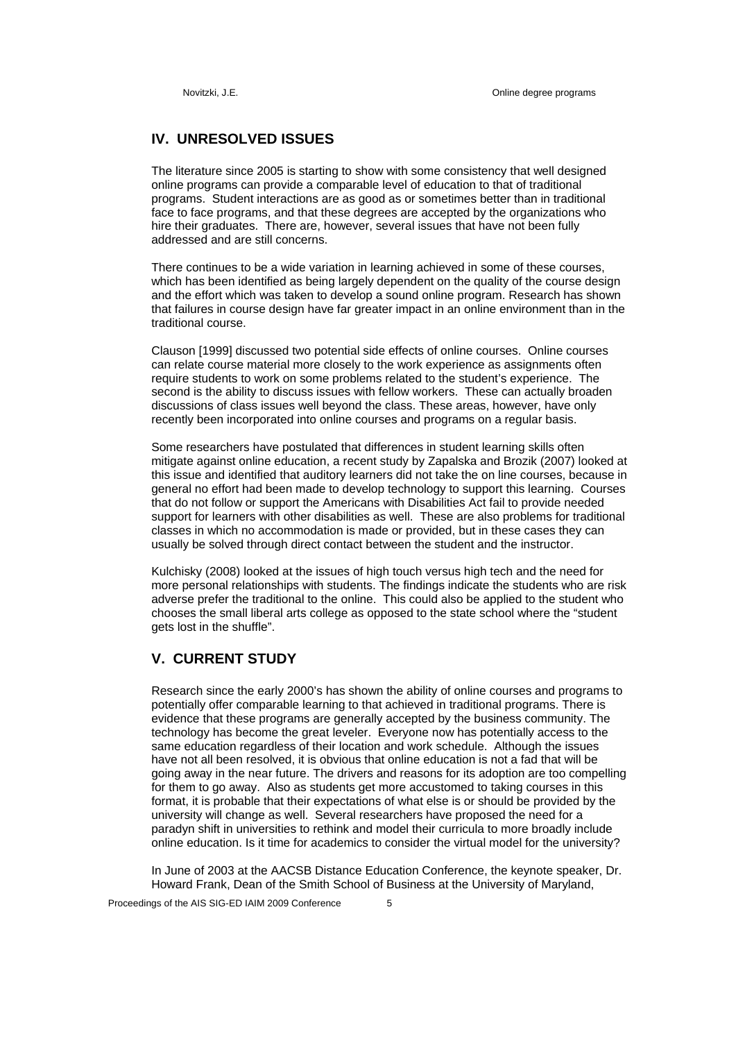## IV. UNRESOLVED ISSUES

The literature since 2005 is starting to show with some consistency that well designed online programs can provide a comparable level of education to that of traditional programs. Student interactions are as good as or sometimes better than in traditional face to face programs, and that these degrees are accepted by the organizations who hire their graduates. There are, however, several issues that have not been fully addressed and are still concerns.

There continues to be a wide variation in learning achieved in some of these courses, which has been identified as being largely dependent on the quality of the course design and the effort which was taken to develop a sound online program. Research has shown that failures in course design have far greater impact in an online environment than in the traditional course.

Clauson [1999] discussed two potential side effects of online courses. Online courses can relate course material more closely to the work experience as assignments often require students to work on some problems related to the student's experience. The second is the ability to discuss issues with fellow workers. These can actually broaden discussions of class issues well beyond the class. These areas, however, have only recently been incorporated into online courses and programs on a regular basis.

Some researchers have postulated that differences in student learning skills often mitigate against online education, a recent study by Zapalska and Brozik (2007) looked at this issue and identified that auditory learners did not take the on line courses, because in general no effort had been made to develop technology to support this learning. Courses that do not follow or support the Americans with Disabilities Act fail to provide needed support for learners with other disabilities as well. These are also problems for traditional classes in which no accommodation is made or provided, but in these cases they can usually be solved through direct contact between the student and the instructor.

Kulchisky (2008) looked at the issues of high touch versus high tech and the need for more personal relationships with students. The findings indicate the students who are risk adverse prefer the traditional to the online. This could also be applied to the student who chooses the small liberal arts college as opposed to the state school where the "student gets lost in the shuffle".

## V. CURRENT STUDY

Research since the early 2000's has shown the ability of online courses and programs to potentially offer comparable learning to that achieved in traditional programs. There is evidence that these programs are generally accepted by the business community. The technology has become the great leveler. Everyone now has potentially access to the same education regardless of their location and work schedule. Although the issues have not all been resolved, it is obvious that online education is not a fad that will be going away in the near future. The drivers and reasons for its adoption are too compelling for them to go away. Also as students get more accustomed to taking courses in this format, it is probable that their expectations of what else is or should be provided by the university will change as well. Several researchers have proposed the need for a paradyn shift in universities to rethink and model their curricula to more broadly include online education. Is it time for academics to consider the virtual model for the university?

In June of 2003 at the AACSB Distance Education Conference, the keynote speaker, Dr. Howard Frank, Dean of the Smith School of Business at the University of Maryland,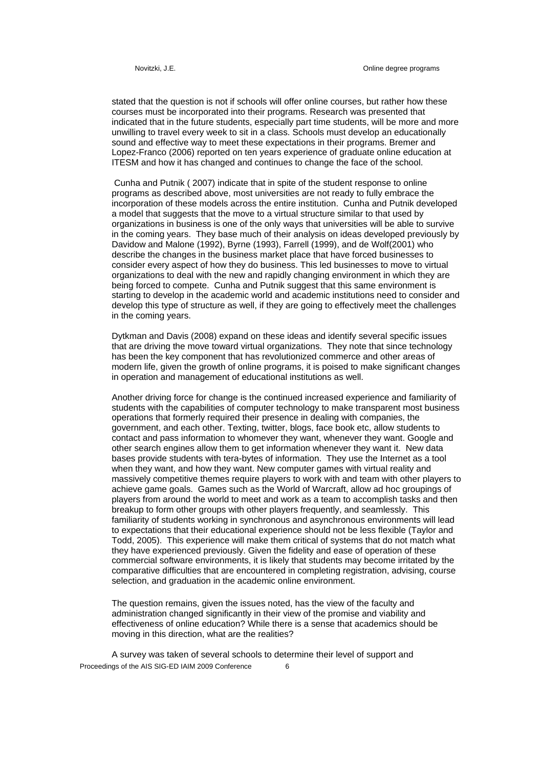stated that the question is not if schools will offer online courses, but rather how these courses must be incorporated into their programs. Research was presented that indicated that in the future students, especially part time students, will be more and more unwilling to travel every week to sit in a class. Schools must develop an educationally sound and effective way to meet these expectations in their programs. Bremer and Lopez-Franco (2006) reported on ten years experience of graduate online education at ITESM and how it has changed and continues to change the face of the school.

Cunha and Putnik ( 2007) indicate that in spite of the student response to online programs as described above, most universities are not ready to fully embrace the incorporation of these models across the entire institution. Cunha and Putnik developed a model that suggests that the move to a virtual structure similar to that used by organizations in business is one of the only ways that universities will be able to survive in the coming years. They base much of their analysis on ideas developed previously by Davidow and Malone (1992), Byrne (1993), Farrell (1999), and de Wolf(2001) who describe the changes in the business market place that have forced businesses to consider every aspect of how they do business. This led businesses to move to virtual organizations to deal with the new and rapidly changing environment in which they are being forced to compete. Cunha and Putnik suggest that this same environment is starting to develop in the academic world and academic institutions need to consider and develop this type of structure as well, if they are going to effectively meet the challenges in the coming years.

Dytkman and Davis (2008) expand on these ideas and identify several specific issues that are driving the move toward virtual organizations. They note that since technology has been the key component that has revolutionized commerce and other areas of modern life, given the growth of online programs, it is poised to make significant changes in operation and management of educational institutions as well.

Another driving force for change is the continued increased experience and familiarity of students with the capabilities of computer technology to make transparent most business operations that formerly required their presence in dealing with companies, the government, and each other. Texting, twitter, blogs, face book etc, allow students to contact and pass information to whomever they want, whenever they want. Google and other search engines allow them to get information whenever they want it. New data bases provide students with tera-bytes of information. They use the Internet as a tool when they want, and how they want. New computer games with virtual reality and massively competitive themes require players to work with and team with other players to achieve game goals. Games such as the World of Warcraft, allow ad hoc groupings of players from around the world to meet and work as a team to accomplish tasks and then breakup to form other groups with other players frequently, and seamlessly. This familiarity of students working in synchronous and asynchronous environments will lead to expectations that their educational experience should not be less flexible (Taylor and Todd, 2005). This experience will make them critical of systems that do not match what they have experienced previously. Given the fidelity and ease of operation of these commercial software environments, it is likely that students may become irritated by the comparative difficulties that are encountered in completing registration, advising, course selection, and graduation in the academic online environment.

The question remains, given the issues noted, has the view of the faculty and administration changed significantly in their view of the promise and viability and effectiveness of online education? While there is a sense that academics should be moving in this direction, what are the realities?

A survey was taken of several schools to determine their level of support and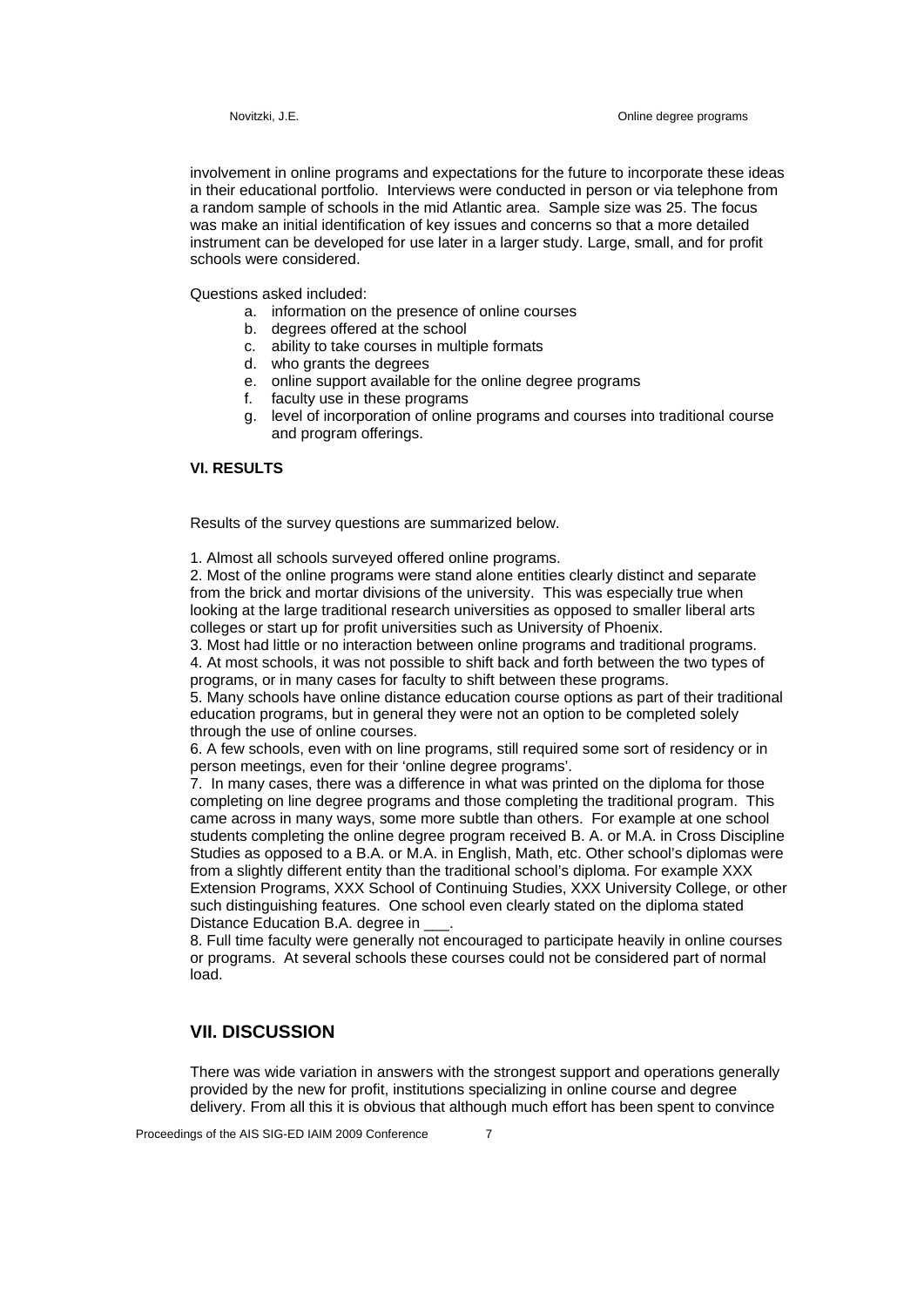involvement in online programs and expectations for the future to incorporate these ideas in their educational portfolio. Interviews were conducted in person or via telephone from a random sample of schools in the mid Atlantic area. Sample size was 25. The focus was make an initial identification of key issues and concerns so that a more detailed instrument can be developed for use later in a larger study. Large, small, and for profit schools were considered.

Questions asked included:

a. information on the presence of online courses
b. degrees offered at the school
c. ability to take courses in multiple formats
d. who grants the degrees
e. online support available for the online degree programs
f. faculty use in these programs
g. level of incorporation of online programs and courses into traditional course and program offerings.

**VI. RESULTS**

Results of the survey questions are summarized below.

1. Almost all schools surveyed offered online programs.
2. Most of the online programs were stand alone entities clearly distinct and separate from the brick and mortar divisions of the university. This was especially true when looking at the large traditional research universities as opposed to smaller liberal arts colleges or start up for profit universities such as University of Phoenix.
3. Most had little or no interaction between online programs and traditional programs.
4. At most schools, it was not possible to shift back and forth between the two types of programs, or in many cases for faculty to shift between these programs.
5. Many schools have online distance education course options as part of their traditional education programs, but in general they were not an option to be completed solely through the use of online courses.
6. A few schools, even with on line programs, still required some sort of residency or in person meetings, even for their 'online degree programs'.
7. In many cases, there was a difference in what was printed on the diploma for those completing on line degree programs and those completing the traditional program. This came across in many ways, some more subtle than others. For example at one school students completing the online degree program received B. A. or M.A. in Cross Discipline Studies as opposed to a B.A. or M.A. in English, Math, etc. Other school's diplomas were from a slightly different entity than the traditional school's diploma. For example XXX Extension Programs, XXX School of Continuing Studies, XXX University College, or other such distinguishing features. One school even clearly stated on the diploma stated Distance Education B.A. degree in ___.
8. Full time faculty were generally not encouraged to participate heavily in online courses or programs. At several schools these courses could not be considered part of normal load.

## VII. DISCUSSION

There was wide variation in answers with the strongest support and operations generally provided by the new for profit, institutions specializing in online course and degree delivery. From all this it is obvious that although much effort has been spent to convince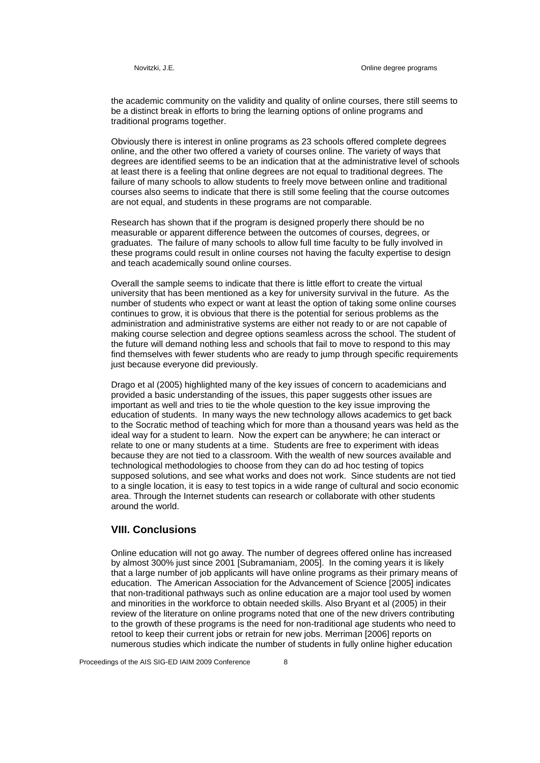the academic community on the validity and quality of online courses, there still seems to be a distinct break in efforts to bring the learning options of online programs and traditional programs together.

Obviously there is interest in online programs as 23 schools offered complete degrees online, and the other two offered a variety of courses online. The variety of ways that degrees are identified seems to be an indication that at the administrative level of schools at least there is a feeling that online degrees are not equal to traditional degrees. The failure of many schools to allow students to freely move between online and traditional courses also seems to indicate that there is still some feeling that the course outcomes are not equal, and students in these programs are not comparable.

Research has shown that if the program is designed properly there should be no measurable or apparent difference between the outcomes of courses, degrees, or graduates. The failure of many schools to allow full time faculty to be fully involved in these programs could result in online courses not having the faculty expertise to design and teach academically sound online courses.

Overall the sample seems to indicate that there is little effort to create the virtual university that has been mentioned as a key for university survival in the future. As the number of students who expect or want at least the option of taking some online courses continues to grow, it is obvious that there is the potential for serious problems as the administration and administrative systems are either not ready to or are not capable of making course selection and degree options seamless across the school. The student of the future will demand nothing less and schools that fail to move to respond to this may find themselves with fewer students who are ready to jump through specific requirements just because everyone did previously.

Drago et al (2005) highlighted many of the key issues of concern to academicians and provided a basic understanding of the issues, this paper suggests other issues are important as well and tries to tie the whole question to the key issue improving the education of students. In many ways the new technology allows academics to get back to the Socratic method of teaching which for more than a thousand years was held as the ideal way for a student to learn. Now the expert can be anywhere; he can interact or relate to one or many students at a time. Students are free to experiment with ideas because they are not tied to a classroom. With the wealth of new sources available and technological methodologies to choose from they can do ad hoc testing of topics supposed solutions, and see what works and does not work. Since students are not tied to a single location, it is easy to test topics in a wide range of cultural and socio economic area. Through the Internet students can research or collaborate with other students around the world.

## VIII. Conclusions

Online education will not go away. The number of degrees offered online has increased by almost 300% just since 2001 [Subramaniam, 2005]. In the coming years it is likely that a large number of job applicants will have online programs as their primary means of education. The American Association for the Advancement of Science [2005] indicates that non-traditional pathways such as online education are a major tool used by women and minorities in the workforce to obtain needed skills. Also Bryant et al (2005) in their review of the literature on online programs noted that one of the new drivers contributing to the growth of these programs is the need for non-traditional age students who need to retool to keep their current jobs or retrain for new jobs. Merriman [2006] reports on numerous studies which indicate the number of students in fully online higher education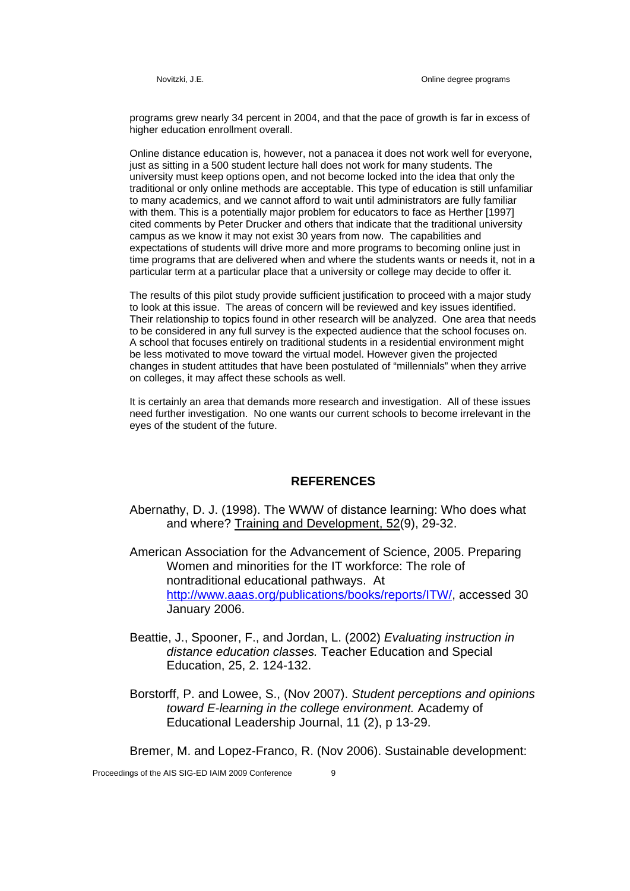programs grew nearly 34 percent in 2004, and that the pace of growth is far in excess of higher education enrollment overall.

Online distance education is, however, not a panacea it does not work well for everyone, just as sitting in a 500 student lecture hall does not work for many students. The university must keep options open, and not become locked into the idea that only the traditional or only online methods are acceptable. This type of education is still unfamiliar to many academics, and we cannot afford to wait until administrators are fully familiar with them. This is a potentially major problem for educators to face as Herther [1997] cited comments by Peter Drucker and others that indicate that the traditional university campus as we know it may not exist 30 years from now. The capabilities and expectations of students will drive more and more programs to becoming online just in time programs that are delivered when and where the students wants or needs it, not in a particular term at a particular place that a university or college may decide to offer it.

The results of this pilot study provide sufficient justification to proceed with a major study to look at this issue. The areas of concern will be reviewed and key issues identified. Their relationship to topics found in other research will be analyzed. One area that needs to be considered in any full survey is the expected audience that the school focuses on. A school that focuses entirely on traditional students in a residential environment might be less motivated to move toward the virtual model. However given the projected changes in student attitudes that have been postulated of "millennials" when they arrive on colleges, it may affect these schools as well.

It is certainly an area that demands more research and investigation. All of these issues need further investigation. No one wants our current schools to become irrelevant in the eyes of the student of the future.

## REFERENCES

Abernathy, D. J. (1998). The WWW of distance learning: Who does what and where? Training and Development, 52(9), 29-32.

American Association for the Advancement of Science, 2005. Preparing Women and minorities for the IT workforce: The role of nontraditional educational pathways. At http://www.aaas.org/publications/books/reports/ITW/, accessed 30 January 2006.

Beattie, J., Spooner, F., and Jordan, L. (2002) *Evaluating instruction in distance education classes.* Teacher Education and Special Education, 25, 2. 124-132.

Borstorff, P. and Lowee, S., (Nov 2007). *Student perceptions and opinions toward E-learning in the college environment.* Academy of Educational Leadership Journal, 11 (2), p 13-29.

Bremer, M. and Lopez-Franco, R. (Nov 2006). Sustainable development: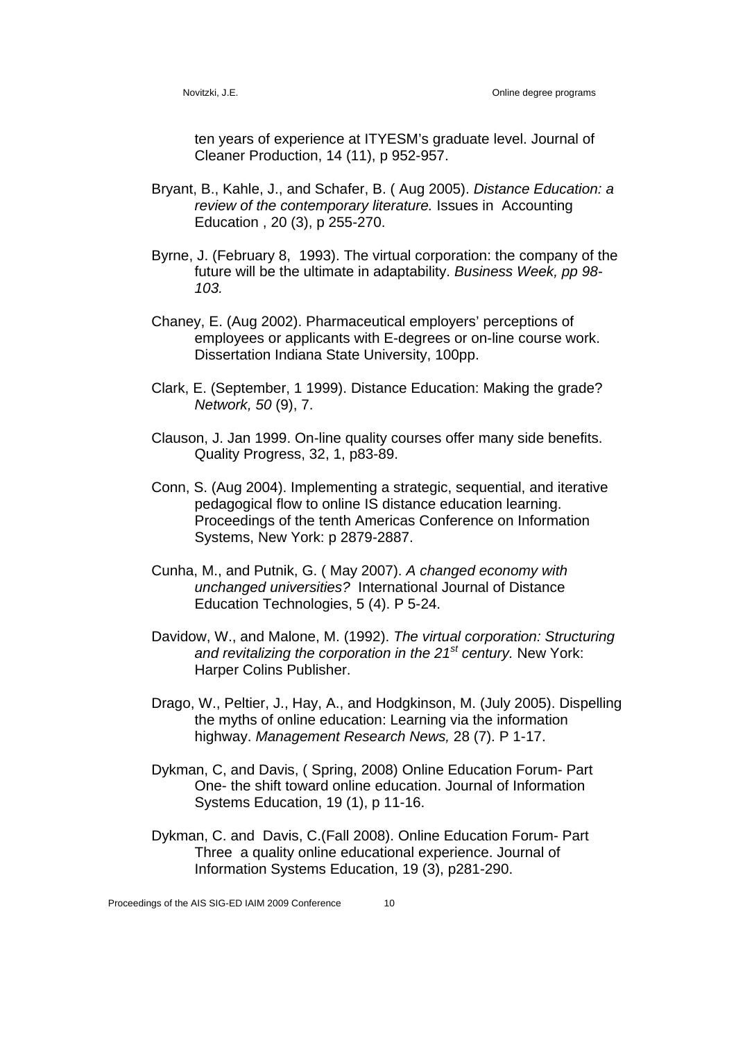ten years of experience at ITYESM's graduate level. Journal of Cleaner Production, 14 (11), p 952-957.

Bryant, B., Kahle, J., and Schafer, B. ( Aug 2005). *Distance Education: a review of the contemporary literature.* Issues in Accounting Education , 20 (3), p 255-270.

Byrne, J. (February 8, 1993). The virtual corporation: the company of the future will be the ultimate in adaptability. *Business Week, pp 98-103.*

Chaney, E. (Aug 2002). Pharmaceutical employers' perceptions of employees or applicants with E-degrees or on-line course work. Dissertation Indiana State University, 100pp.

Clark, E. (September, 1 1999). Distance Education: Making the grade? *Network, 50* (9), 7.

Clauson, J. Jan 1999. On-line quality courses offer many side benefits. Quality Progress, 32, 1, p83-89.

Conn, S. (Aug 2004). Implementing a strategic, sequential, and iterative pedagogical flow to online IS distance education learning. Proceedings of the tenth Americas Conference on Information Systems, New York: p 2879-2887.

Cunha, M., and Putnik, G. ( May 2007). *A changed economy with unchanged universities?* International Journal of Distance Education Technologies, 5 (4). P 5-24.

Davidow, W., and Malone, M. (1992). *The virtual corporation: Structuring and revitalizing the corporation in the 21st century.* New York: Harper Colins Publisher.

Drago, W., Peltier, J., Hay, A., and Hodgkinson, M. (July 2005). Dispelling the myths of online education: Learning via the information highway. *Management Research News,* 28 (7). P 1-17.

Dykman, C, and Davis, ( Spring, 2008) Online Education Forum- Part One- the shift toward online education. Journal of Information Systems Education, 19 (1), p 11-16.

Dykman, C. and Davis, C.(Fall 2008). Online Education Forum- Part Three a quality online educational experience. Journal of Information Systems Education, 19 (3), p281-290.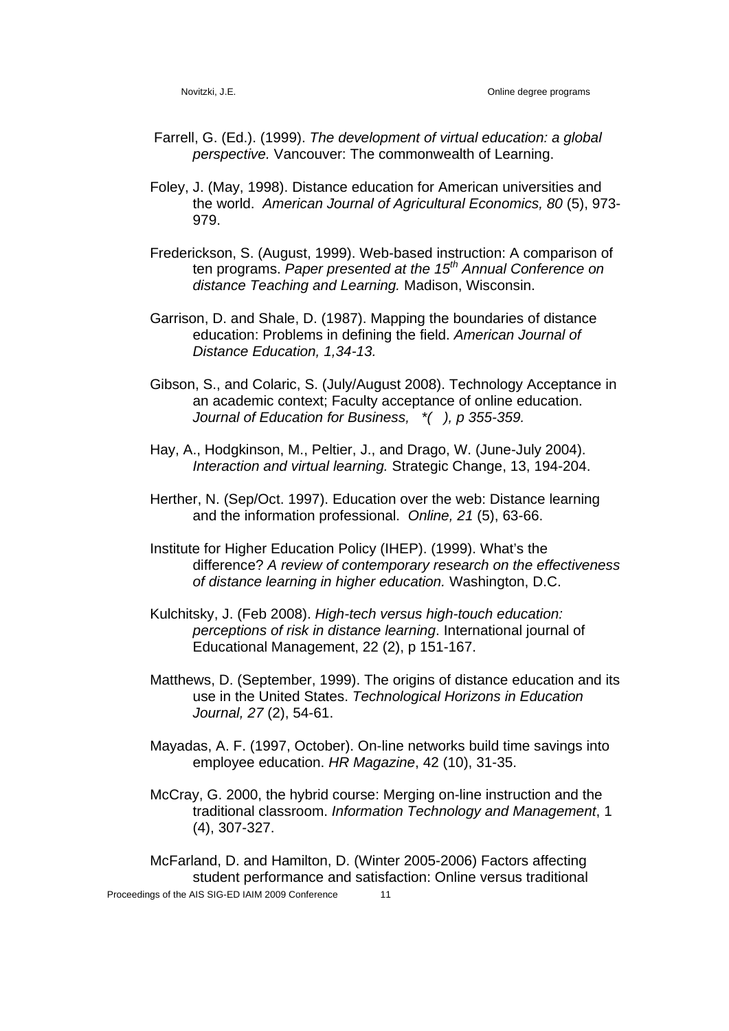Farrell, G. (Ed.). (1999). *The development of virtual education: a global perspective.* Vancouver: The commonwealth of Learning.

Foley, J. (May, 1998). Distance education for American universities and the world. *American Journal of Agricultural Economics, 80* (5), 973-979.

Frederickson, S. (August, 1999). Web-based instruction: A comparison of ten programs. *Paper presented at the 15th Annual Conference on distance Teaching and Learning.* Madison, Wisconsin.

Garrison, D. and Shale, D. (1987). Mapping the boundaries of distance education: Problems in defining the field. *American Journal of Distance Education, 1,34-13.*

Gibson, S., and Colaric, S. (July/August 2008). Technology Acceptance in an academic context; Faculty acceptance of online education. *Journal of Education for Business, *( ), p 355-359.*

Hay, A., Hodgkinson, M., Peltier, J., and Drago, W. (June-July 2004). *Interaction and virtual learning.* Strategic Change, 13, 194-204.

Herther, N. (Sep/Oct. 1997). Education over the web: Distance learning and the information professional. *Online, 21* (5), 63-66.

Institute for Higher Education Policy (IHEP). (1999). What's the difference? *A review of contemporary research on the effectiveness of distance learning in higher education.* Washington, D.C.

Kulchitsky, J. (Feb 2008). *High-tech versus high-touch education: perceptions of risk in distance learning*. International journal of Educational Management, 22 (2), p 151-167.

Matthews, D. (September, 1999). The origins of distance education and its use in the United States. *Technological Horizons in Education Journal, 27* (2), 54-61.

Mayadas, A. F. (1997, October). On-line networks build time savings into employee education. *HR Magazine*, 42 (10), 31-35.

McCray, G. 2000, the hybrid course: Merging on-line instruction and the traditional classroom. *Information Technology and Management*, 1 (4), 307-327.

McFarland, D. and Hamilton, D. (Winter 2005-2006) Factors affecting student performance and satisfaction: Online versus traditional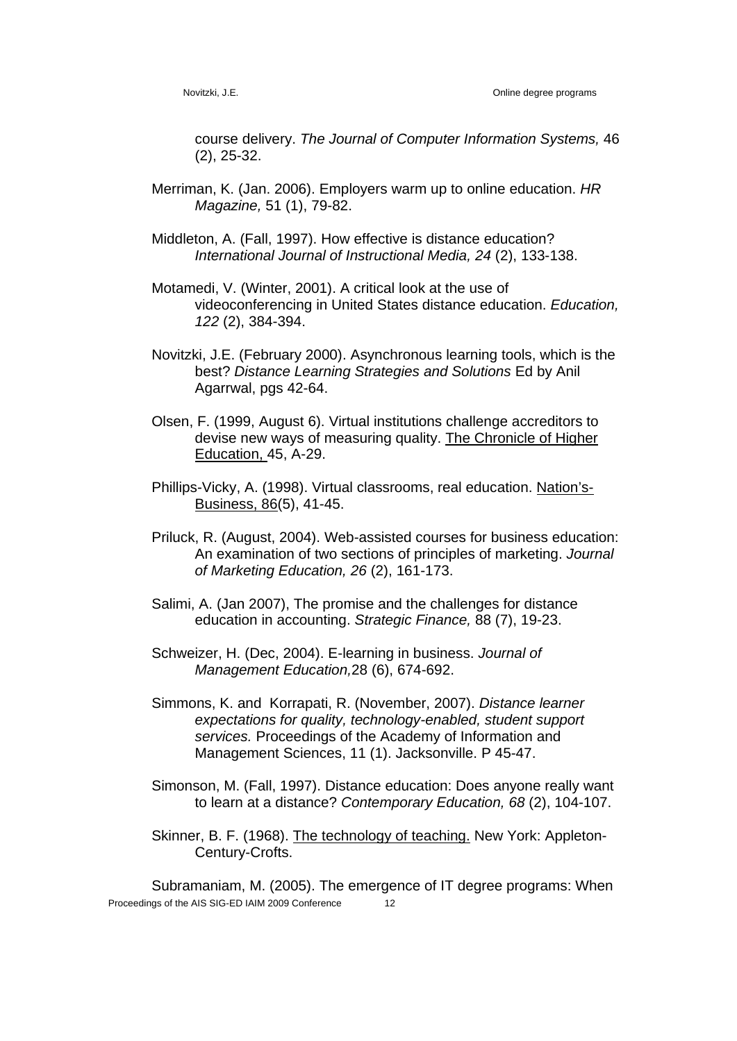course delivery. *The Journal of Computer Information Systems,* 46 (2), 25-32.

Merriman, K. (Jan. 2006). Employers warm up to online education. *HR Magazine,* 51 (1), 79-82.

Middleton, A. (Fall, 1997). How effective is distance education? *International Journal of Instructional Media, 24* (2), 133-138.

Motamedi, V. (Winter, 2001). A critical look at the use of videoconferencing in United States distance education. *Education, 122* (2), 384-394.

Novitzki, J.E. (February 2000). Asynchronous learning tools, which is the best? *Distance Learning Strategies and Solutions* Ed by Anil Agarrwal, pgs 42-64.

Olsen, F. (1999, August 6). Virtual institutions challenge accreditors to devise new ways of measuring quality. <u>The Chronicle of Higher Education,</u> 45, A-29.

Phillips-Vicky, A. (1998). Virtual classrooms, real education. <u>Nation's-Business, 86</u>(5), 41-45.

Priluck, R. (August, 2004). Web-assisted courses for business education: An examination of two sections of principles of marketing. *Journal of Marketing Education, 26* (2), 161-173.

Salimi, A. (Jan 2007), The promise and the challenges for distance education in accounting. *Strategic Finance,* 88 (7), 19-23.

Schweizer, H. (Dec, 2004). E-learning in business. *Journal of Management Education,*28 (6), 674-692.

Simmons, K. and Korrapati, R. (November, 2007). *Distance learner expectations for quality, technology-enabled, student support services.* Proceedings of the Academy of Information and Management Sciences, 11 (1). Jacksonville. P 45-47.

Simonson, M. (Fall, 1997). Distance education: Does anyone really want to learn at a distance? *Contemporary Education, 68* (2), 104-107.

Skinner, B. F. (1968). <u>The technology of teaching.</u> New York: Appleton-Century-Crofts.

Subramaniam, M. (2005). The emergence of IT degree programs: When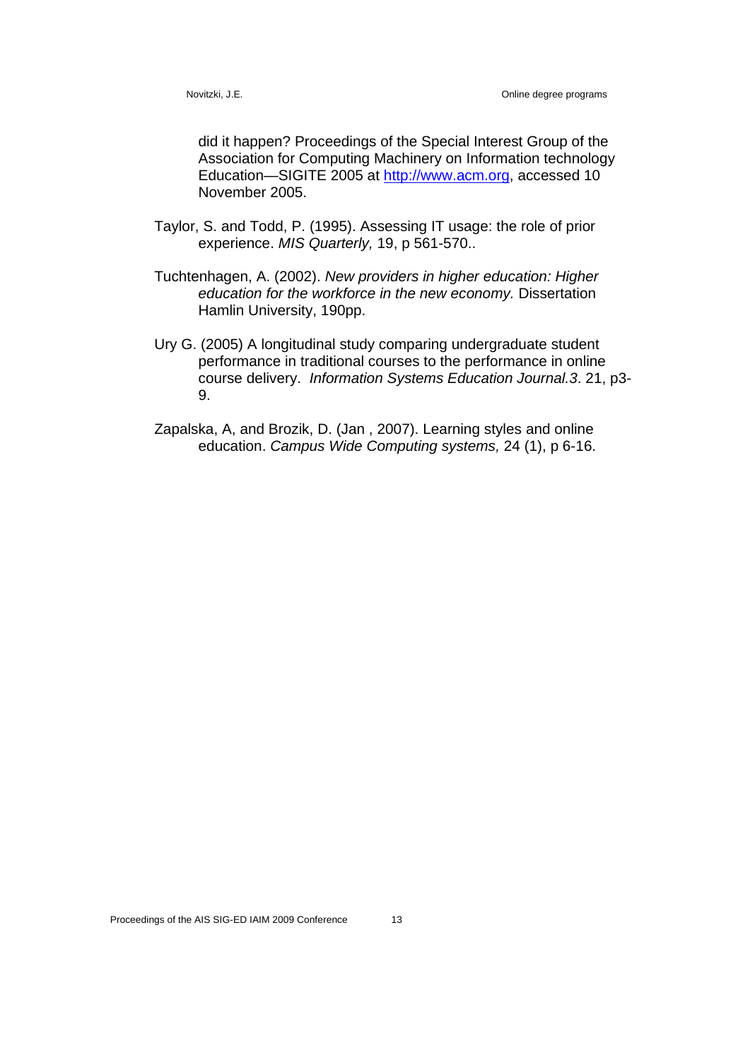did it happen? Proceedings of the Special Interest Group of the Association for Computing Machinery on Information technology Education—SIGITE 2005 at http://www.acm.org, accessed 10 November 2005.

Taylor, S. and Todd, P. (1995). Assessing IT usage: the role of prior experience. *MIS Quarterly,* 19, p 561-570..

Tuchtenhagen, A. (2002). *New providers in higher education: Higher education for the workforce in the new economy.* Dissertation Hamlin University, 190pp.

Ury G. (2005) A longitudinal study comparing undergraduate student performance in traditional courses to the performance in online course delivery. *Information Systems Education Journal.3*. 21, p3-9.

Zapalska, A, and Brozik, D. (Jan , 2007). Learning styles and online education. *Campus Wide Computing systems,* 24 (1), p 6-16.